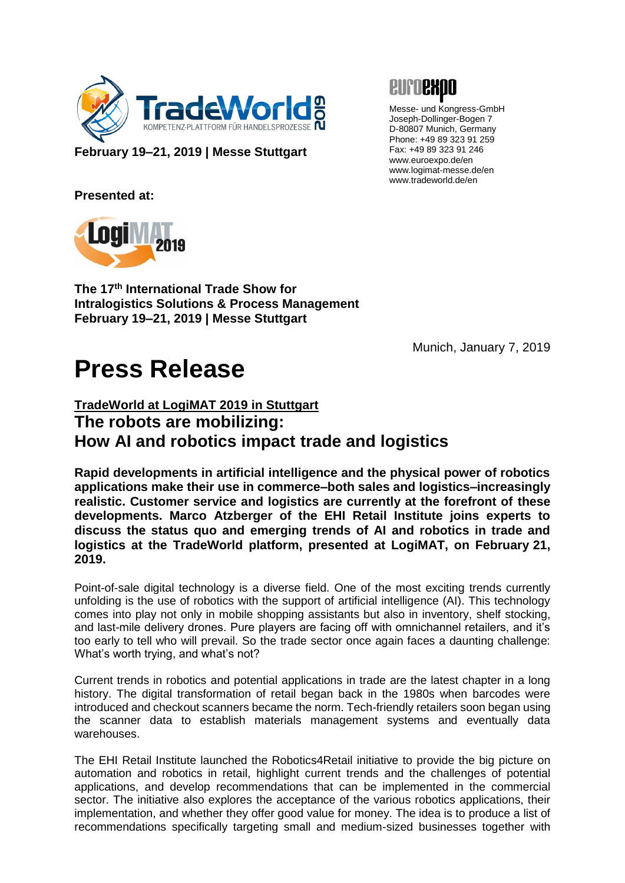**TradeWorld 2019**
KOMPETENZ-PLATTFORM FÜR HANDELSPROZESSE

**February 19–21, 2019 | Messe Stuttgart**

**Presented at:**

**LogiMAT 2019**

**The 17th International Trade Show for**
**Intralogistics Solutions & Process Management**
**February 19–21, 2019 | Messe Stuttgart**

euroexpo
Messe- und Kongress-GmbH
Joseph-Dollinger-Bogen 7
D-80807 Munich, Germany
Phone: +49 89 323 91 259
Fax: +49 89 323 91 246
www.euroexpo.de/en
www.logimat-messe.de/en
www.tradeworld.de/en

Munich, January 7, 2019

# Press Release

**TradeWorld at LogiMAT 2019 in Stuttgart**

## The robots are mobilizing: How AI and robotics impact trade and logistics

**Rapid developments in artificial intelligence and the physical power of robotics applications make their use in commerce–both sales and logistics–increasingly realistic. Customer service and logistics are currently at the forefront of these developments. Marco Atzberger of the EHI Retail Institute joins experts to discuss the status quo and emerging trends of AI and robotics in trade and logistics at the TradeWorld platform, presented at LogiMAT, on February 21, 2019.**

Point-of-sale digital technology is a diverse field. One of the most exciting trends currently unfolding is the use of robotics with the support of artificial intelligence (AI). This technology comes into play not only in mobile shopping assistants but also in inventory, shelf stocking, and last-mile delivery drones. Pure players are facing off with omnichannel retailers, and it's too early to tell who will prevail. So the trade sector once again faces a daunting challenge: What's worth trying, and what's not?

Current trends in robotics and potential applications in trade are the latest chapter in a long history. The digital transformation of retail began back in the 1980s when barcodes were introduced and checkout scanners became the norm. Tech-friendly retailers soon began using the scanner data to establish materials management systems and eventually data warehouses.

The EHI Retail Institute launched the Robotics4Retail initiative to provide the big picture on automation and robotics in retail, highlight current trends and the challenges of potential applications, and develop recommendations that can be implemented in the commercial sector. The initiative also explores the acceptance of the various robotics applications, their implementation, and whether they offer good value for money. The idea is to produce a list of recommendations specifically targeting small and medium-sized businesses together with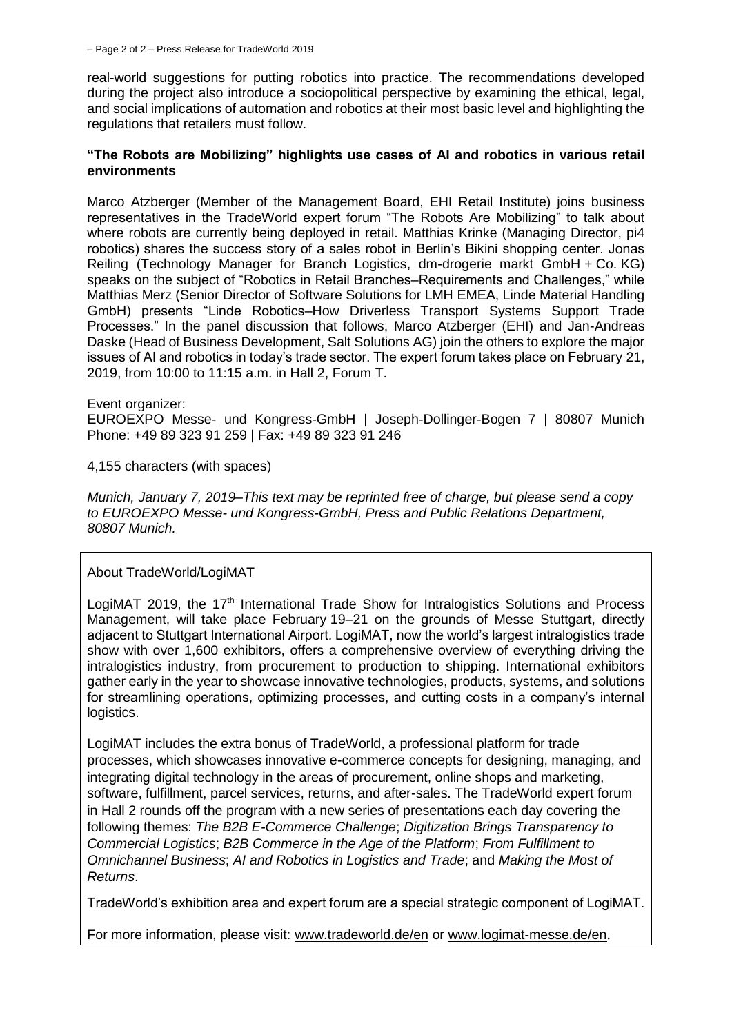real-world suggestions for putting robotics into practice. The recommendations developed during the project also introduce a sociopolitical perspective by examining the ethical, legal, and social implications of automation and robotics at their most basic level and highlighting the regulations that retailers must follow.

**"The Robots are Mobilizing" highlights use cases of AI and robotics in various retail environments**

Marco Atzberger (Member of the Management Board, EHI Retail Institute) joins business representatives in the TradeWorld expert forum "The Robots Are Mobilizing" to talk about where robots are currently being deployed in retail. Matthias Krinke (Managing Director, pi4 robotics) shares the success story of a sales robot in Berlin's Bikini shopping center. Jonas Reiling (Technology Manager for Branch Logistics, dm-drogerie markt GmbH + Co. KG) speaks on the subject of "Robotics in Retail Branches–Requirements and Challenges," while Matthias Merz (Senior Director of Software Solutions for LMH EMEA, Linde Material Handling GmbH) presents "Linde Robotics–How Driverless Transport Systems Support Trade Processes." In the panel discussion that follows, Marco Atzberger (EHI) and Jan-Andreas Daske (Head of Business Development, Salt Solutions AG) join the others to explore the major issues of AI and robotics in today's trade sector. The expert forum takes place on February 21, 2019, from 10:00 to 11:15 a.m. in Hall 2, Forum T.

Event organizer:
EUROEXPO Messe- und Kongress-GmbH | Joseph-Dollinger-Bogen 7 | 80807 Munich
Phone: +49 89 323 91 259 | Fax: +49 89 323 91 246

4,155 characters (with spaces)

*Munich, January 7, 2019–This text may be reprinted free of charge, but please send a copy to EUROEXPO Messe- und Kongress-GmbH, Press and Public Relations Department, 80807 Munich.*

About TradeWorld/LogiMAT

LogiMAT 2019, the 17th International Trade Show for Intralogistics Solutions and Process Management, will take place February 19–21 on the grounds of Messe Stuttgart, directly adjacent to Stuttgart International Airport. LogiMAT, now the world's largest intralogistics trade show with over 1,600 exhibitors, offers a comprehensive overview of everything driving the intralogistics industry, from procurement to production to shipping. International exhibitors gather early in the year to showcase innovative technologies, products, systems, and solutions for streamlining operations, optimizing processes, and cutting costs in a company's internal logistics.

LogiMAT includes the extra bonus of TradeWorld, a professional platform for trade processes, which showcases innovative e-commerce concepts for designing, managing, and integrating digital technology in the areas of procurement, online shops and marketing, software, fulfillment, parcel services, returns, and after-sales. The TradeWorld expert forum in Hall 2 rounds off the program with a new series of presentations each day covering the following themes: *The B2B E-Commerce Challenge*; *Digitization Brings Transparency to Commercial Logistics*; *B2B Commerce in the Age of the Platform*; *From Fulfillment to Omnichannel Business*; *AI and Robotics in Logistics and Trade*; and *Making the Most of Returns*.

TradeWorld's exhibition area and expert forum are a special strategic component of LogiMAT.

For more information, please visit: www.tradeworld.de/en or www.logimat-messe.de/en.